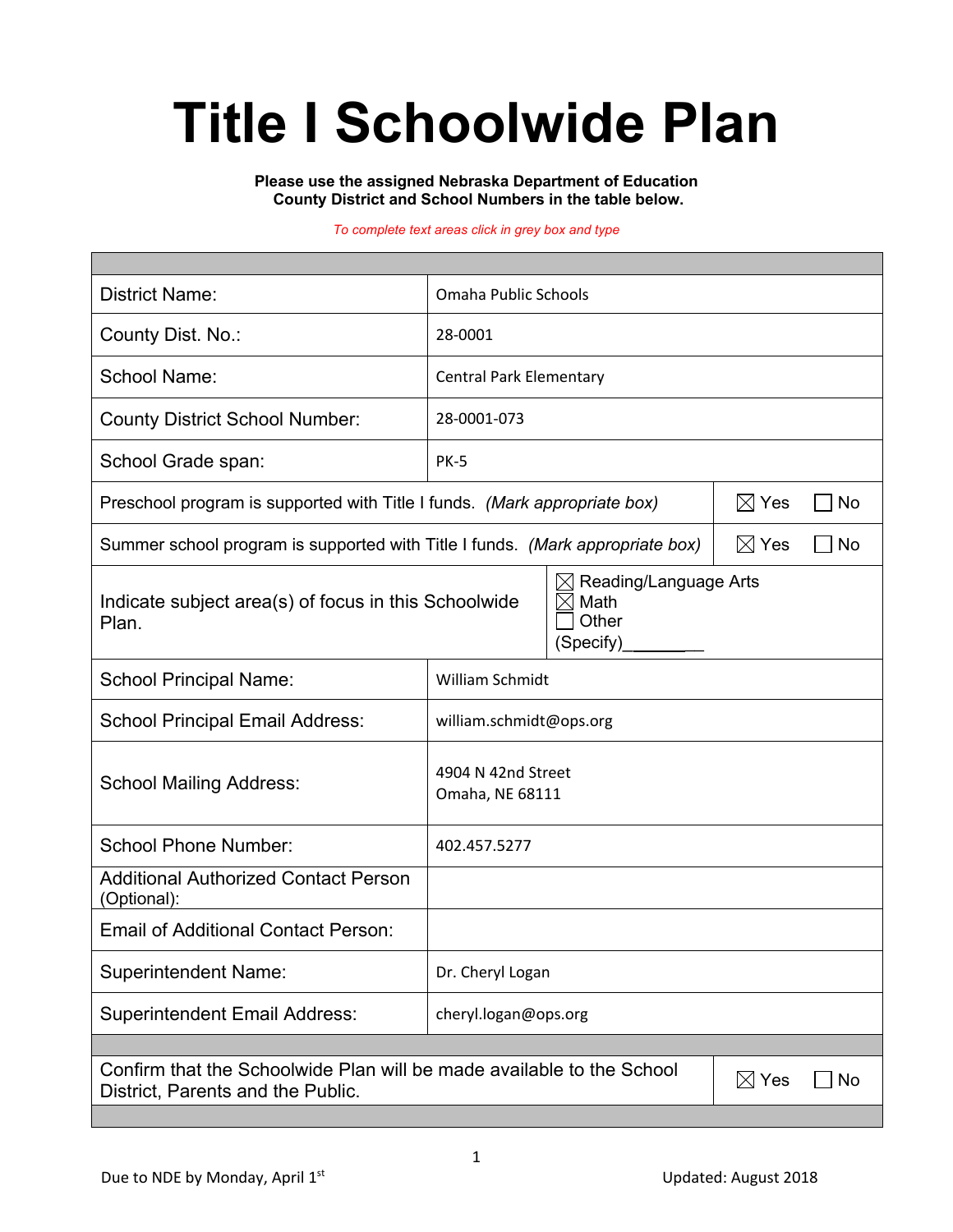# Title I Schoolwide Plan

**Please use the assigned Nebraska Department of Education County District and School Numbers in the table below.**

*To complete text areas click in grey box and type*

| | | | |
|---|---|---|---|
| District Name: | Omaha Public Schools | | |
| County Dist. No.: | 28-0001 | | |
| School Name: | Central Park Elementary | | |
| County District School Number: | 28-0001-073 | | |
| School Grade span: | PK-5 | | |
| Preschool program is supported with Title I funds. *(Mark appropriate box)* | | ☒ Yes | ☐ No |
| Summer school program is supported with Title I funds. *(Mark appropriate box)* | | ☒ Yes | ☐ No |
| Indicate subject area(s) of focus in this Schoolwide Plan. | ☒ Reading/Language Arts<br>☒ Math<br>☐ Other<br>(Specify)__________ | | |
| School Principal Name: | William Schmidt | | |
| School Principal Email Address: | william.schmidt@ops.org | | |
| School Mailing Address: | 4904 N 42nd Street<br>Omaha, NE 68111 | | |
| School Phone Number: | 402.457.5277 | | |
| Additional Authorized Contact Person (Optional): | | | |
| Email of Additional Contact Person: | | | |
| Superintendent Name: | Dr. Cheryl Logan | | |
| Superintendent Email Address: | cheryl.logan@ops.org | | |
| Confirm that the Schoolwide Plan will be made available to the School District, Parents and the Public. | | ☒ Yes | ☐ No |

Due to NDE by Monday, April 1st

Updated: August 2018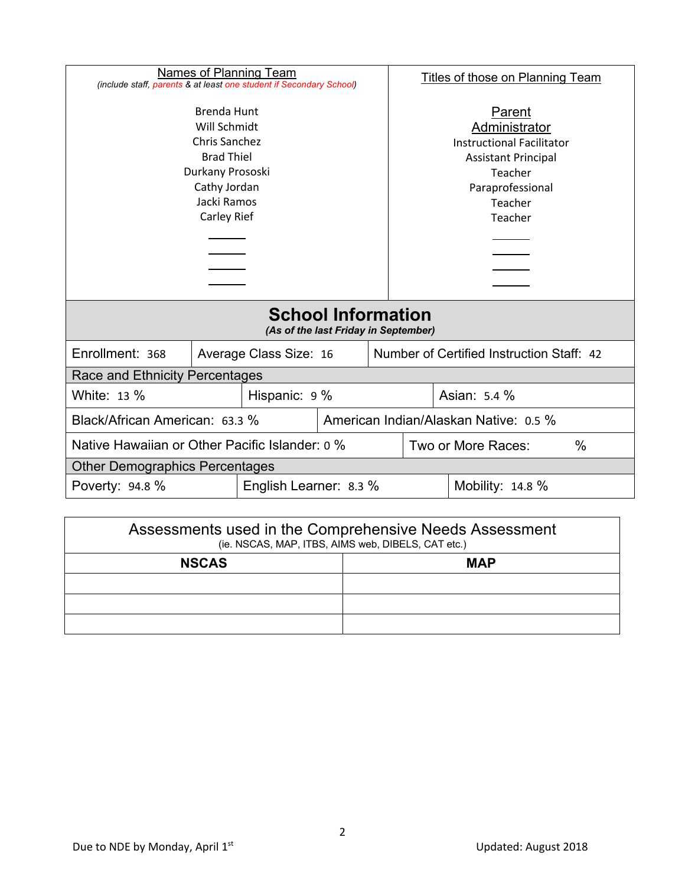| Names of Planning Team<br>*(include staff, parents & at least one student if Secondary School)* | Titles of those on Planning Team |
|---|---|
| Brenda Hunt | Parent |
| Will Schmidt | Administrator |
| Chris Sanchez | Instructional Facilitator |
| Brad Thiel | Assistant Principal |
| Durkany Prososki | Teacher |
| Cathy Jordan | Paraprofessional |
| Jacki Ramos | Teacher |
| Carley Rief | Teacher |
| | |
| | |
| | |
| | |

## School Information

*(As of the last Friday in September)*

| | | |
|---|---|---|
| Enrollment: 368 | Average Class Size: 16 | Number of Certified Instruction Staff: 42 |

**Race and Ethnicity Percentages**

| | |
|---|---|
| White: 13 % | Hispanic: 9 % |
| Asian: 5.4 % | Black/African American: 63.3 % |
| American Indian/Alaskan Native: 0.5 % | Native Hawaiian or Other Pacific Islander: 0 % |
| Two or More Races: % | |

**Other Demographics Percentages**

| | | |
|---|---|---|
| Poverty: 94.8 % | English Learner: 8.3 % | Mobility: 14.8 % |

## Assessments used in the Comprehensive Needs Assessment

(ie. NSCAS, MAP, ITBS, AIMS web, DIBELS, CAT etc.)

| NSCAS | MAP |
|---|---|
| | |
| | |
| | |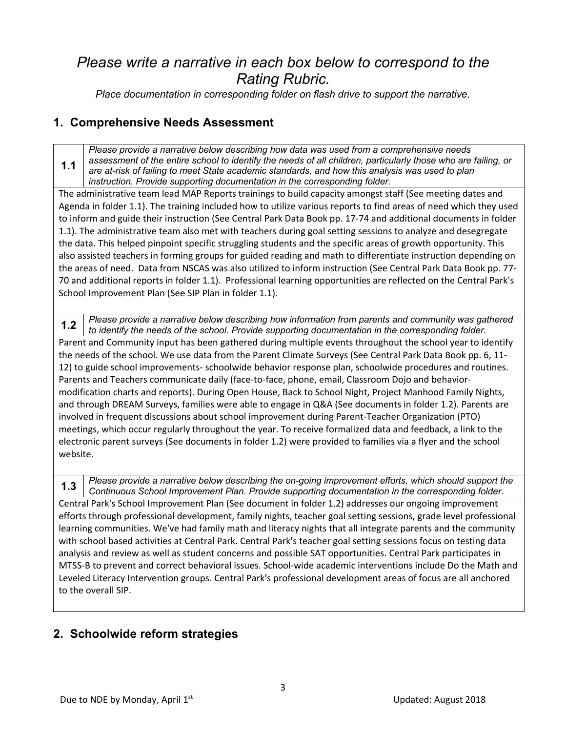# *Please write a narrative in each box below to correspond to the Rating Rubric.*

*Place documentation in corresponding folder on flash drive to support the narrative.*

## 1. Comprehensive Needs Assessment

| **1.1** | *Please provide a narrative below describing how data was used from a comprehensive needs assessment of the entire school to identify the needs of all children, particularly those who are failing, or are at-risk of failing to meet State academic standards, and how this analysis was used to plan instruction. Provide supporting documentation in the corresponding folder.* |
|---|---|

The administrative team lead MAP Reports trainings to build capacity amongst staff (See meeting dates and Agenda in folder 1.1). The training included how to utilize various reports to find areas of need which they used to inform and guide their instruction (See Central Park Data Book pp. 17-74 and additional documents in folder 1.1). The administrative team also met with teachers during goal setting sessions to analyze and desegregate the data. This helped pinpoint specific struggling students and the specific areas of growth opportunity. This also assisted teachers in forming groups for guided reading and math to differentiate instruction depending on the areas of need. Data from NSCAS was also utilized to inform instruction (See Central Park Data Book pp. 77-70 and additional reports in folder 1.1). Professional learning opportunities are reflected on the Central Park's School Improvement Plan (See SIP Plan in folder 1.1).

| **1.2** | *Please provide a narrative below describing how information from parents and community was gathered to identify the needs of the school. Provide supporting documentation in the corresponding folder.* |
|---|---|

Parent and Community input has been gathered during multiple events throughout the school year to identify the needs of the school. We use data from the Parent Climate Surveys (See Central Park Data Book pp. 6, 11-12) to guide school improvements- schoolwide behavior response plan, schoolwide procedures and routines. Parents and Teachers communicate daily (face-to-face, phone, email, Classroom Dojo and behavior-modification charts and reports). During Open House, Back to School Night, Project Manhood Family Nights, and through DREAM Surveys, families were able to engage in Q&A (See documents in folder 1.2). Parents are involved in frequent discussions about school improvement during Parent-Teacher Organization (PTO) meetings, which occur regularly throughout the year. To receive formalized data and feedback, a link to the electronic parent surveys (See documents in folder 1.2) were provided to families via a flyer and the school website.

| **1.3** | *Please provide a narrative below describing the on-going improvement efforts, which should support the Continuous School Improvement Plan. Provide supporting documentation in the corresponding folder.* |
|---|---|

Central Park's School Improvement Plan (See document in folder 1.2) addresses our ongoing improvement efforts through professional development, family nights, teacher goal setting sessions, grade level professional learning communities. We've had family math and literacy nights that all integrate parents and the community with school based activities at Central Park. Central Park's teacher goal setting sessions focus on testing data analysis and review as well as student concerns and possible SAT opportunities. Central Park participates in MTSS-B to prevent and correct behavioral issues. School-wide academic interventions include Do the Math and Leveled Literacy Intervention groups. Central Park's professional development areas of focus are all anchored to the overall SIP.

## 2. Schoolwide reform strategies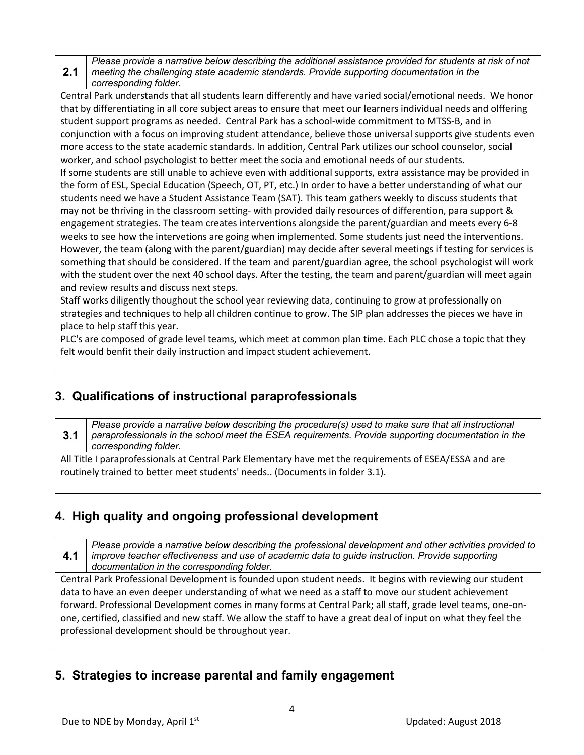| 2.1 | *Please provide a narrative below describing the additional assistance provided for students at risk of not meeting the challenging state academic standards. Provide supporting documentation in the corresponding folder.* |
|---|---|

Central Park understands that all students learn differently and have varied social/emotional needs. We honor that by differentiating in all core subject areas to ensure that meet our learners individual needs and olffering student support programs as needed. Central Park has a school-wide commitment to MTSS-B, and in conjunction with a focus on improving student attendance, believe those universal supports give students even more access to the state academic standards. In addition, Central Park utilizes our school counselor, social worker, and school psychologist to better meet the socia and emotional needs of our students.
If some students are still unable to achieve even with additional supports, extra assistance may be provided in the form of ESL, Special Education (Speech, OT, PT, etc.) In order to have a better understanding of what our students need we have a Student Assistance Team (SAT). This team gathers weekly to discuss students that may not be thriving in the classroom setting- with provided daily resources of differention, para support & engagement strategies. The team creates interventions alongside the parent/guardian and meets every 6-8 weeks to see how the intervetions are going when implemented. Some students just need the interventions. However, the team (along with the parent/guardian) may decide after several meetings if testing for services is something that should be considered. If the team and parent/guardian agree, the school psychologist will work with the student over the next 40 school days. After the testing, the team and parent/guardian will meet again and review results and discuss next steps.
Staff works diligently thoughout the school year reviewing data, continuing to grow at professionally on strategies and techniques to help all children continue to grow. The SIP plan addresses the pieces we have in place to help staff this year.
PLC's are composed of grade level teams, which meet at common plan time. Each PLC chose a topic that they felt would benfit their daily instruction and impact student achievement.

## 3. Qualifications of instructional paraprofessionals

| 3.1 | *Please provide a narrative below describing the procedure(s) used to make sure that all instructional paraprofessionals in the school meet the ESEA requirements. Provide supporting documentation in the corresponding folder.* |
|---|---|

All Title I paraprofessionals at Central Park Elementary have met the requirements of ESEA/ESSA and are routinely trained to better meet students' needs.. (Documents in folder 3.1).

## 4. High quality and ongoing professional development

| 4.1 | *Please provide a narrative below describing the professional development and other activities provided to improve teacher effectiveness and use of academic data to guide instruction. Provide supporting documentation in the corresponding folder.* |
|---|---|

Central Park Professional Development is founded upon student needs. It begins with reviewing our student data to have an even deeper understanding of what we need as a staff to move our student achievement forward. Professional Development comes in many forms at Central Park; all staff, grade level teams, one-on-one, certified, classified and new staff. We allow the staff to have a great deal of input on what they feel the professional development should be throughout year.

## 5. Strategies to increase parental and family engagement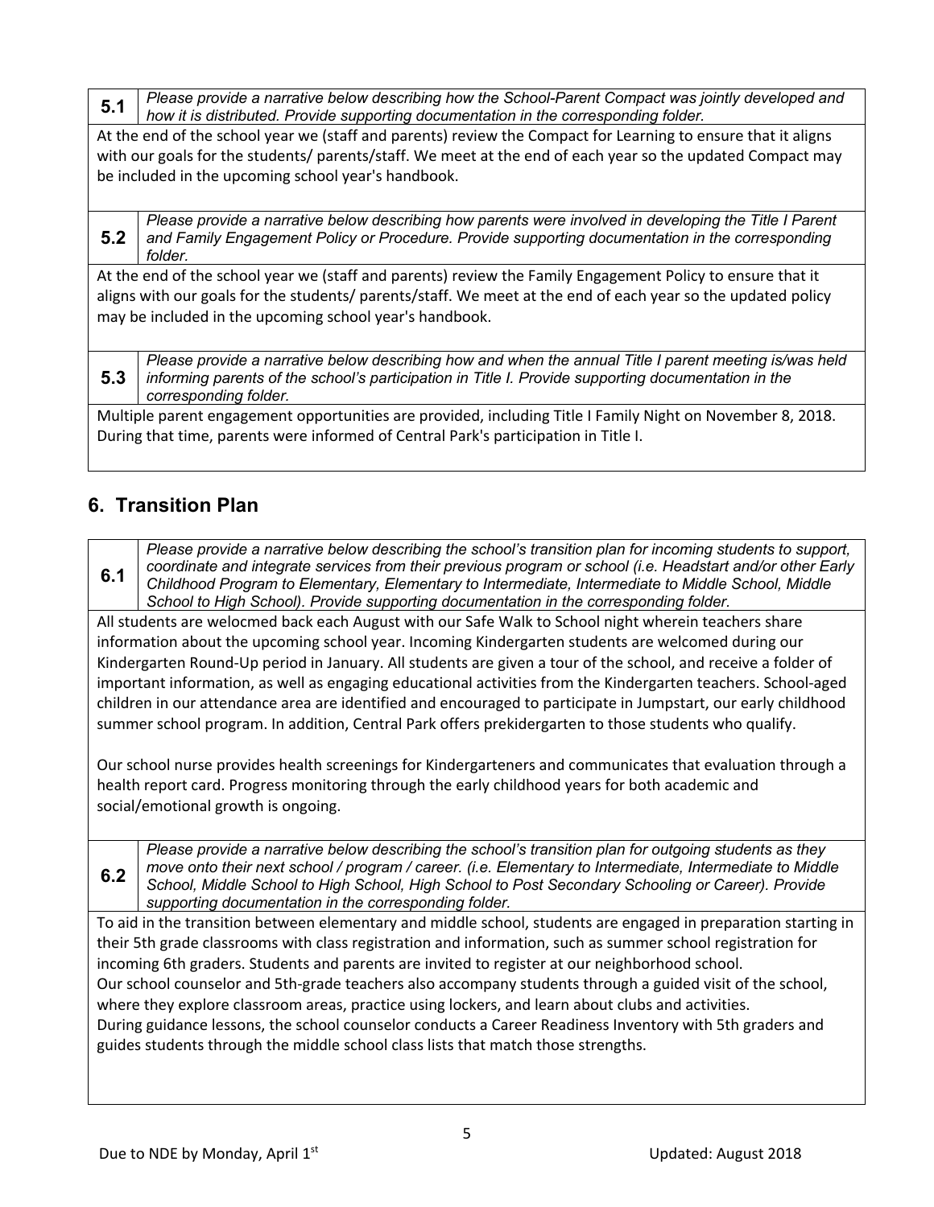| 5.1 | *Please provide a narrative below describing how the School-Parent Compact was jointly developed and how it is distributed. Provide supporting documentation in the corresponding folder.* |
|---|---|

At the end of the school year we (staff and parents) review the Compact for Learning to ensure that it aligns with our goals for the students/ parents/staff. We meet at the end of each year so the updated Compact may be included in the upcoming school year's handbook.

| 5.2 | *Please provide a narrative below describing how parents were involved in developing the Title I Parent and Family Engagement Policy or Procedure. Provide supporting documentation in the corresponding folder.* |
|---|---|

At the end of the school year we (staff and parents) review the Family Engagement Policy to ensure that it aligns with our goals for the students/ parents/staff. We meet at the end of each year so the updated policy may be included in the upcoming school year's handbook.

| 5.3 | *Please provide a narrative below describing how and when the annual Title I parent meeting is/was held informing parents of the school's participation in Title I. Provide supporting documentation in the corresponding folder.* |
|---|---|

Multiple parent engagement opportunities are provided, including Title I Family Night on November 8, 2018. During that time, parents were informed of Central Park's participation in Title I.

## 6. Transition Plan

| 6.1 | *Please provide a narrative below describing the school's transition plan for incoming students to support, coordinate and integrate services from their previous program or school (i.e. Headstart and/or other Early Childhood Program to Elementary, Elementary to Intermediate, Intermediate to Middle School, Middle School to High School). Provide supporting documentation in the corresponding folder.* |
|---|---|

All students are welocmed back each August with our Safe Walk to School night wherein teachers share information about the upcoming school year. Incoming Kindergarten students are welcomed during our Kindergarten Round-Up period in January. All students are given a tour of the school, and receive a folder of important information, as well as engaging educational activities from the Kindergarten teachers. School-aged children in our attendance area are identified and encouraged to participate in Jumpstart, our early childhood summer school program. In addition, Central Park offers prekidergarten to those students who qualify.

Our school nurse provides health screenings for Kindergarteners and communicates that evaluation through a health report card. Progress monitoring through the early childhood years for both academic and social/emotional growth is ongoing.

| 6.2 | *Please provide a narrative below describing the school's transition plan for outgoing students as they move onto their next school / program / career. (i.e. Elementary to Intermediate, Intermediate to Middle School, Middle School to High School, High School to Post Secondary Schooling or Career). Provide supporting documentation in the corresponding folder.* |
|---|---|

To aid in the transition between elementary and middle school, students are engaged in preparation starting in their 5th grade classrooms with class registration and information, such as summer school registration for incoming 6th graders. Students and parents are invited to register at our neighborhood school.
Our school counselor and 5th-grade teachers also accompany students through a guided visit of the school, where they explore classroom areas, practice using lockers, and learn about clubs and activities.
During guidance lessons, the school counselor conducts a Career Readiness Inventory with 5th graders and guides students through the middle school class lists that match those strengths.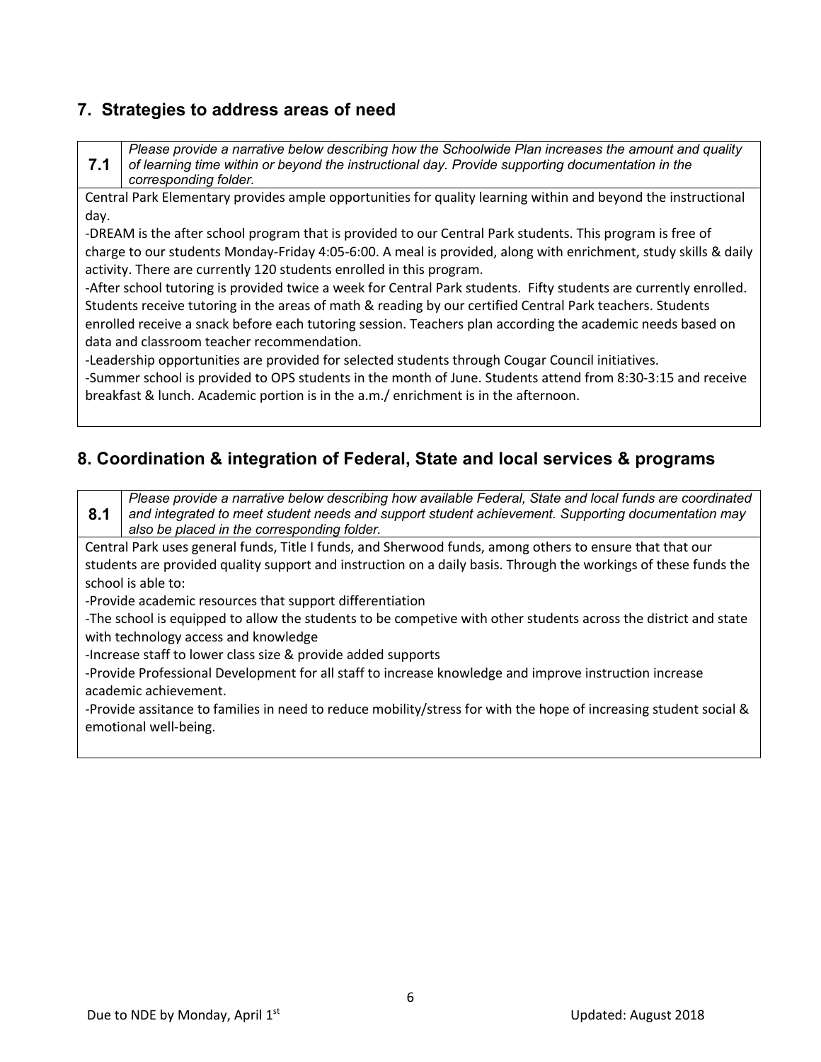## 7. Strategies to address areas of need

| **7.1** | *Please provide a narrative below describing how the Schoolwide Plan increases the amount and quality of learning time within or beyond the instructional day. Provide supporting documentation in the corresponding folder.* |
|---|---|

Central Park Elementary provides ample opportunities for quality learning within and beyond the instructional day.

-DREAM is the after school program that is provided to our Central Park students. This program is free of charge to our students Monday-Friday 4:05-6:00. A meal is provided, along with enrichment, study skills & daily activity. There are currently 120 students enrolled in this program.

-After school tutoring is provided twice a week for Central Park students. Fifty students are currently enrolled. Students receive tutoring in the areas of math & reading by our certified Central Park teachers. Students enrolled receive a snack before each tutoring session. Teachers plan according the academic needs based on data and classroom teacher recommendation.

-Leadership opportunities are provided for selected students through Cougar Council initiatives.

-Summer school is provided to OPS students in the month of June. Students attend from 8:30-3:15 and receive breakfast & lunch. Academic portion is in the a.m./ enrichment is in the afternoon.

## 8. Coordination & integration of Federal, State and local services & programs

| **8.1** | *Please provide a narrative below describing how available Federal, State and local funds are coordinated and integrated to meet student needs and support student achievement. Supporting documentation may also be placed in the corresponding folder.* |
|---|---|

Central Park uses general funds, Title I funds, and Sherwood funds, among others to ensure that that our students are provided quality support and instruction on a daily basis. Through the workings of these funds the school is able to:

-Provide academic resources that support differentiation

-The school is equipped to allow the students to be competive with other students across the district and state with technology access and knowledge

-Increase staff to lower class size & provide added supports

-Provide Professional Development for all staff to increase knowledge and improve instruction increase academic achievement.

-Provide assitance to families in need to reduce mobility/stress for with the hope of increasing student social & emotional well-being.

Due to NDE by Monday, April 1st                                        Updated: August 2018